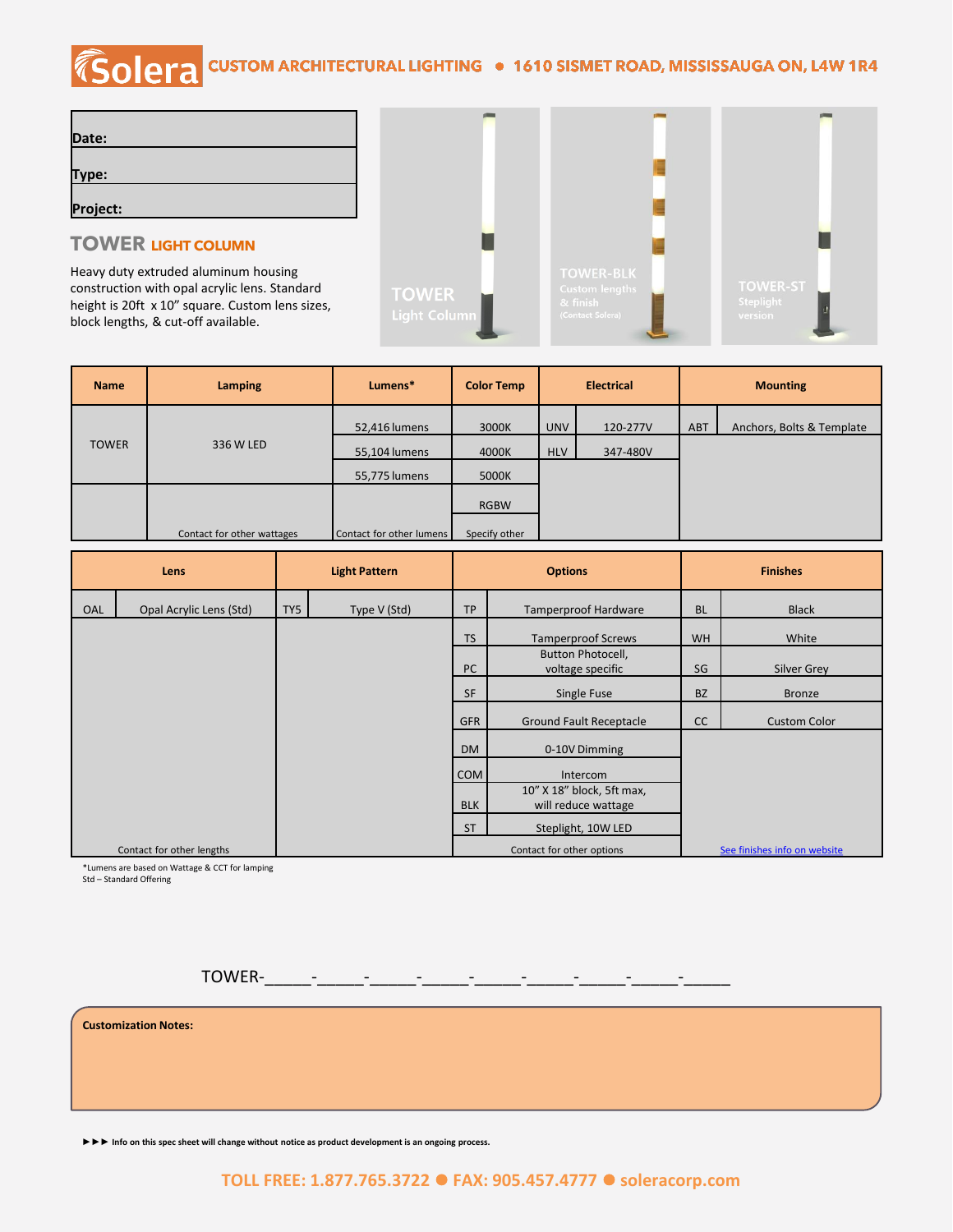Solera CUSTOM ARCHITECTURAL LIGHTING • 1610 SISMET ROAD, MISSISSAUGA ON, L4W 1R4

|  |
|---|
| **Date:** |
| **Type:** |
| **Project:** |

## TOWER LIGHT COLUMN

Heavy duty extruded aluminum housing construction with opal acrylic lens. Standard height is 20ft x 10" square. Custom lens sizes, block lengths, & cut-off available.

TOWER Light Column

TOWER-BLK Custom lengths & finish (Contact Solera)

TOWER-ST Steplight version

| Name | Lamping | Lumens* | Color Temp | Electrical | | Mounting | |
|---|---|---|---|---|---|---|---|
| TOWER | 336 W LED | 52,416 lumens | 3000K | UNV | 120-277V | ABT | Anchors, Bolts & Template |
| | | 55,104 lumens | 4000K | HLV | 347-480V | | |
| | | 55,775 lumens | 5000K | | | | |
| | | | RGBW | | | | |
| | Contact for other wattages | Contact for other lumens | Specify other | | | | |

| Lens | | Light Pattern | | Options | | Finishes | |
|---|---|---|---|---|---|---|---|
| OAL | Opal Acrylic Lens (Std) | TY5 | Type V (Std) | TP | Tamperproof Hardware | BL | Black |
| | | | | TS | Tamperproof Screws | WH | White |
| | | | | PC | Button Photocell, voltage specific | SG | Silver Grey |
| | | | | SF | Single Fuse | BZ | Bronze |
| | | | | GFR | Ground Fault Receptacle | CC | Custom Color |
| | | | | DM | 0-10V Dimming | | |
| | | | | COM | Intercom | | |
| | | | | BLK | 10" X 18" block, 5ft max, will reduce wattage | | |
| | | | | ST | Steplight, 10W LED | | |
| Contact for other lengths | | | | Contact for other options | | See finishes info on website | |

*Lumens are based on Wattage & CCT for lamping
Std – Standard Offering

TOWER-_____-_____-_____-_____-_____-_____-_____-_____-_____

**Customization Notes:**

►►► Info on this spec sheet will change without notice as product development is an ongoing process.

TOLL FREE: 1.877.765.3722 ● FAX: 905.457.4777 ● soleracorp.com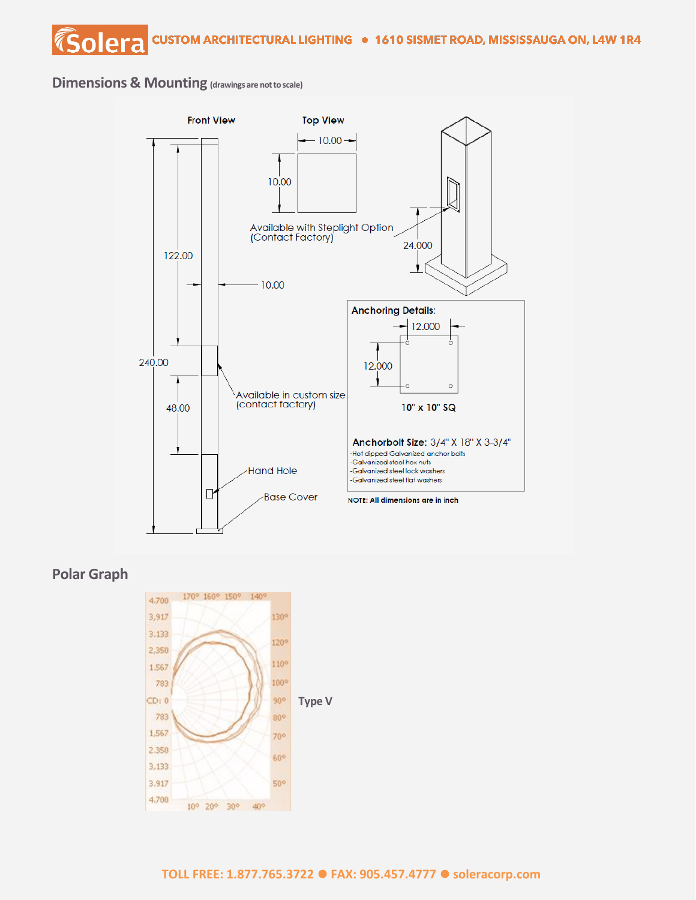## Dimensions & Mounting (drawings are not to scale)

Front View

Top View

10.00

10.00

Available with Steplight Option (Contact Factory)

24.000

122.00

10.00

240.00

48.00

Available in custom size (contact factory)

Hand Hole

Base Cover

**Anchoring Details:**

12.000

12.000

**10" x 10" SQ**

**Anchorbolt Size:** 3/4" X 18" X 3-3/4"

- Hot dipped Galvanized anchor bolts
- Galvanized steel hex nuts
- Galvanized steel lock washers
- Galvanized steel flat washers

**NOTE: All dimensions are in inch**

## Polar Graph

4,700
3,917
3,133
2,350
1,567
783
CD: 0
783
1,567
2,350
3,133
3,917
4,700

170° 160° 150° 140°
130°
120°
110°
100°
90°
80°
70°
60°
50°
10° 20° 30° 40°

**Type V**